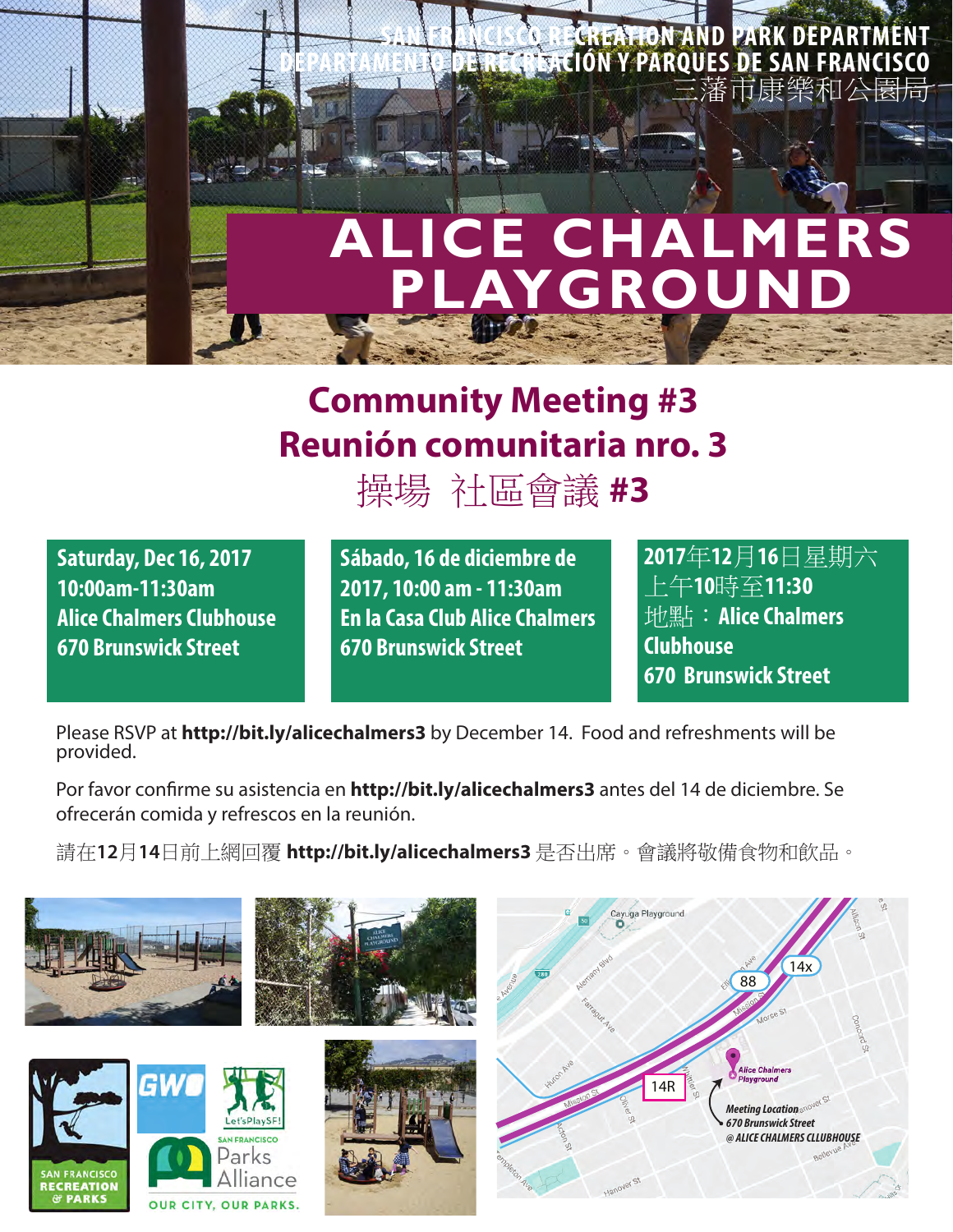SAN FRANCISCO RECREATION AND PARK DEPARTMENT
DEPARTAMENTO DE RECREACIÓN Y PARQUES DE SAN FRANCISCO
三藩市康樂和公園局

# ALICE CHALMERS PLAYGROUND

## Community Meeting #3
## Reunión comunitaria nro. 3
## 操場 社區會議 #3

**Saturday, Dec 16, 2017**
**10:00am-11:30am**
**Alice Chalmers Clubhouse**
**670 Brunswick Street**

**Sábado, 16 de diciembre de 2017, 10:00 am - 11:30am**
**En la Casa Club Alice Chalmers**
**670 Brunswick Street**

**2017年12月16日星期六**
**上午10時至11:30**
**地點：Alice Chalmers Clubhouse**
**670 Brunswick Street**

Please RSVP at **http://bit.ly/alicechalmers3** by December 14. Food and refreshments will be provided.

Por favor confirme su asistencia en **http://bit.ly/alicechalmers3** antes del 14 de diciembre. Se ofrecerán comida y refrescos en la reunión.

請在**12**月**14**日前上網回覆 **http://bit.ly/alicechalmers3** 是否出席。會議將敬備食物和飲品。

*Meeting Location*
*670 Brunswick Street*
*@ ALICE CHALMERS CLLUBHOUSE*

SAN FRANCISCO RECREATION & PARKS

GWO

Let'sPlaySF!

SAN FRANCISCO Parks Alliance
OUR CITY, OUR PARKS.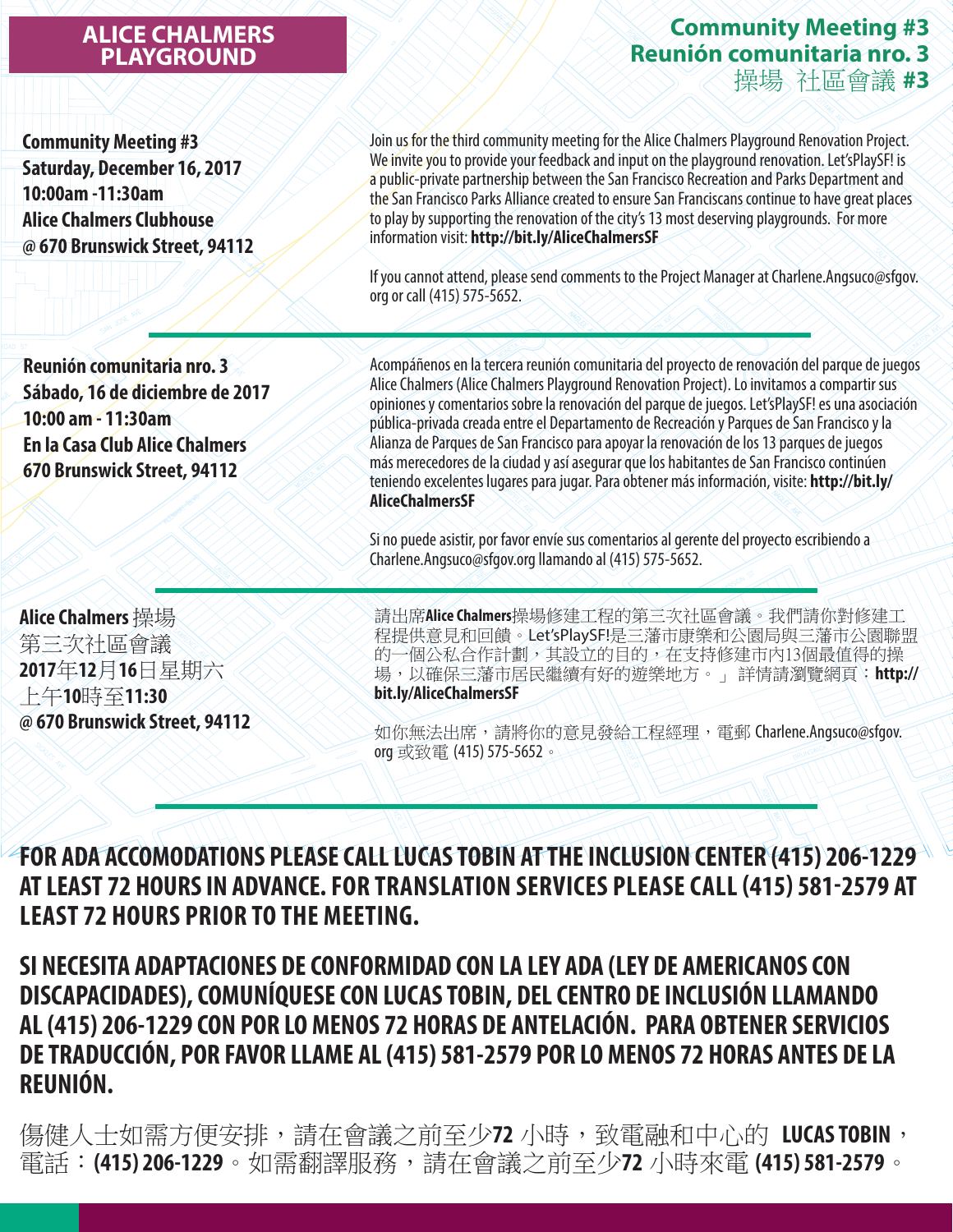# ALICE CHALMERS PLAYGROUND

## Community Meeting #3
## Reunión comunitaria nro. 3
## 操場 社區會議 #3

**Community Meeting #3**
**Saturday, December 16, 2017**
**10:00am -11:30am**
**Alice Chalmers Clubhouse**
**@ 670 Brunswick Street, 94112**

Join us for the third community meeting for the Alice Chalmers Playground Renovation Project. We invite you to provide your feedback and input on the playground renovation. Let'sPlaySF! is a public-private partnership between the San Francisco Recreation and Parks Department and the San Francisco Parks Alliance created to ensure San Franciscans continue to have great places to play by supporting the renovation of the city's 13 most deserving playgrounds. For more information visit: **http://bit.ly/AliceChalmersSF**

If you cannot attend, please send comments to the Project Manager at Charlene.Angsuco@sfgov.org or call (415) 575-5652.

---

**Reunión comunitaria nro. 3**
**Sábado, 16 de diciembre de 2017**
**10:00 am - 11:30am**
**En la Casa Club Alice Chalmers**
**670 Brunswick Street, 94112**

Acompáñenos en la tercera reunión comunitaria del proyecto de renovación del parque de juegos Alice Chalmers (Alice Chalmers Playground Renovation Project). Lo invitamos a compartir sus opiniones y comentarios sobre la renovación del parque de juegos. Let'sPlaySF! es una asociación pública-privada creada entre el Departamento de Recreación y Parques de San Francisco y la Alianza de Parques de San Francisco para apoyar la renovación de los 13 parques de juegos más merecedores de la ciudad y así asegurar que los habitantes de San Francisco continúen teniendo excelentes lugares para jugar. Para obtener más información, visite: **http://bit.ly/AliceChalmersSF**

Si no puede asistir, por favor envíe sus comentarios al gerente del proyecto escribiendo a Charlene.Angsuco@sfgov.org llamando al (415) 575-5652.

---

**Alice Chalmers** 操場
第三次社區會議
**2017**年**12**月**16**日星期六
上午**10**時至**11:30**
**@ 670 Brunswick Street, 94112**

請出席**Alice Chalmers**操場修建工程的第三次社區會議。我們請你對修建工程提供意見和回饋。Let'sPlaySF!是三藩市康樂和公園局與三藩市公園聯盟的一個公私合作計劃，其設立的目的，在支持修建市內13個最值得的操場，以確保三藩市居民繼續有好的遊樂地方。」詳情請瀏覽網頁：**http://bit.ly/AliceChalmersSF**

如你無法出席，請將你的意見發給工程經理，電郵 Charlene.Angsuco@sfgov.org 或致電 (415) 575-5652。

---

**FOR ADA ACCOMODATIONS PLEASE CALL LUCAS TOBIN AT THE INCLUSION CENTER (415) 206-1229 AT LEAST 72 HOURS IN ADVANCE. FOR TRANSLATION SERVICES PLEASE CALL (415) 581-2579 AT LEAST 72 HOURS PRIOR TO THE MEETING.**

**SI NECESITA ADAPTACIONES DE CONFORMIDAD CON LA LEY ADA (LEY DE AMERICANOS CON DISCAPACIDADES), COMUNÍQUESE CON LUCAS TOBIN, DEL CENTRO DE INCLUSIÓN LLAMANDO AL (415) 206-1229 CON POR LO MENOS 72 HORAS DE ANTELACIÓN. PARA OBTENER SERVICIOS DE TRADUCCIÓN, POR FAVOR LLAME AL (415) 581-2579 POR LO MENOS 72 HORAS ANTES DE LA REUNIÓN.**

傷健人士如需方便安排，請在會議之前至少**72** 小時，致電融和中心的 **LUCAS TOBIN**，電話：**(415) 206-1229**。如需翻譯服務，請在會議之前至少**72** 小時來電 **(415) 581-2579**。